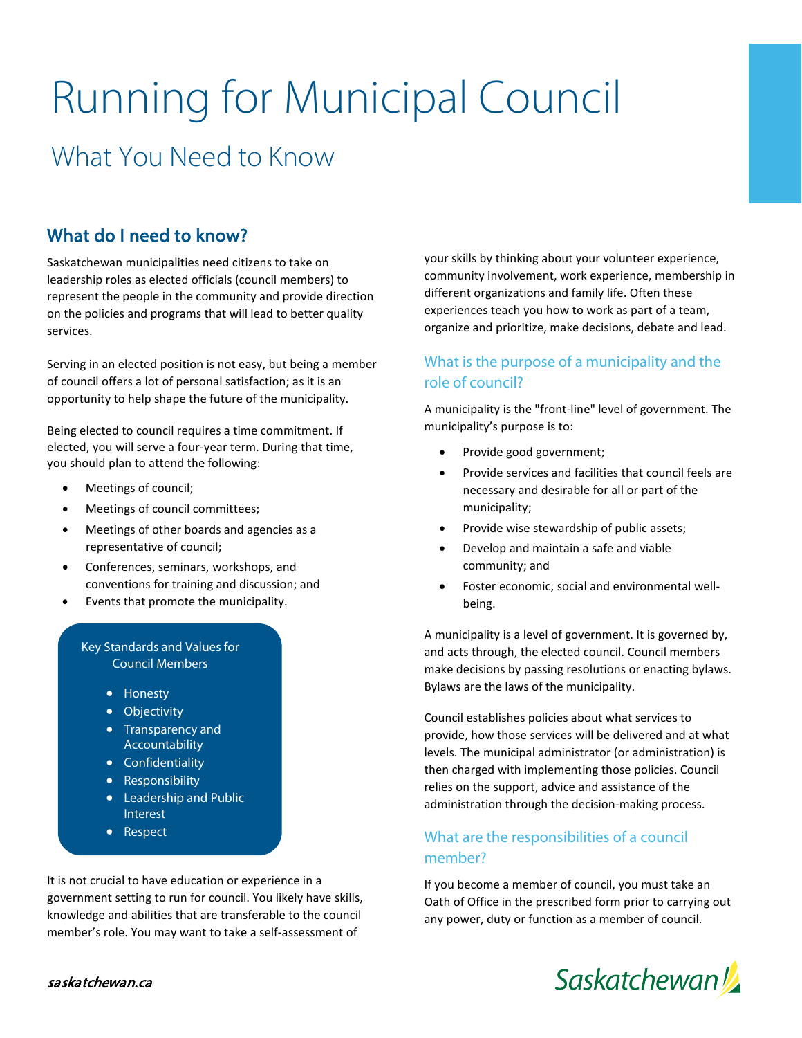# Running for Municipal Council

## What You Need to Know

### What do I need to know?

Saskatchewan municipalities need citizens to take on leadership roles as elected officials (council members) to represent the people in the community and provide direction on the policies and programs that will lead to better quality services.

Serving in an elected position is not easy, but being a member of council offers a lot of personal satisfaction; as it is an opportunity to help shape the future of the municipality.

Being elected to council requires a time commitment. If elected, you will serve a four-year term. During that time, you should plan to attend the following:

- Meetings of council;
- Meetings of council committees;
- Meetings of other boards and agencies as a representative of council;
- Conferences, seminars, workshops, and conventions for training and discussion; and
- Events that promote the municipality.

> **Key Standards and Values for Council Members**
>
> - Honesty
> - Objectivity
> - Transparency and Accountability
> - Confidentiality
> - Responsibility
> - Leadership and Public Interest
> - Respect

It is not crucial to have education or experience in a government setting to run for council. You likely have skills, knowledge and abilities that are transferable to the council member's role. You may want to take a self-assessment of your skills by thinking about your volunteer experience, community involvement, work experience, membership in different organizations and family life. Often these experiences teach you how to work as part of a team, organize and prioritize, make decisions, debate and lead.

### What is the purpose of a municipality and the role of council?

A municipality is the "front-line" level of government. The municipality's purpose is to:

- Provide good government;
- Provide services and facilities that council feels are necessary and desirable for all or part of the municipality;
- Provide wise stewardship of public assets;
- Develop and maintain a safe and viable community; and
- Foster economic, social and environmental well-being.

A municipality is a level of government. It is governed by, and acts through, the elected council. Council members make decisions by passing resolutions or enacting bylaws. Bylaws are the laws of the municipality.

Council establishes policies about what services to provide, how those services will be delivered and at what levels. The municipal administrator (or administration) is then charged with implementing those policies. Council relies on the support, advice and assistance of the administration through the decision-making process.

### What are the responsibilities of a council member?

If you become a member of council, you must take an Oath of Office in the prescribed form prior to carrying out any power, duty or function as a member of council.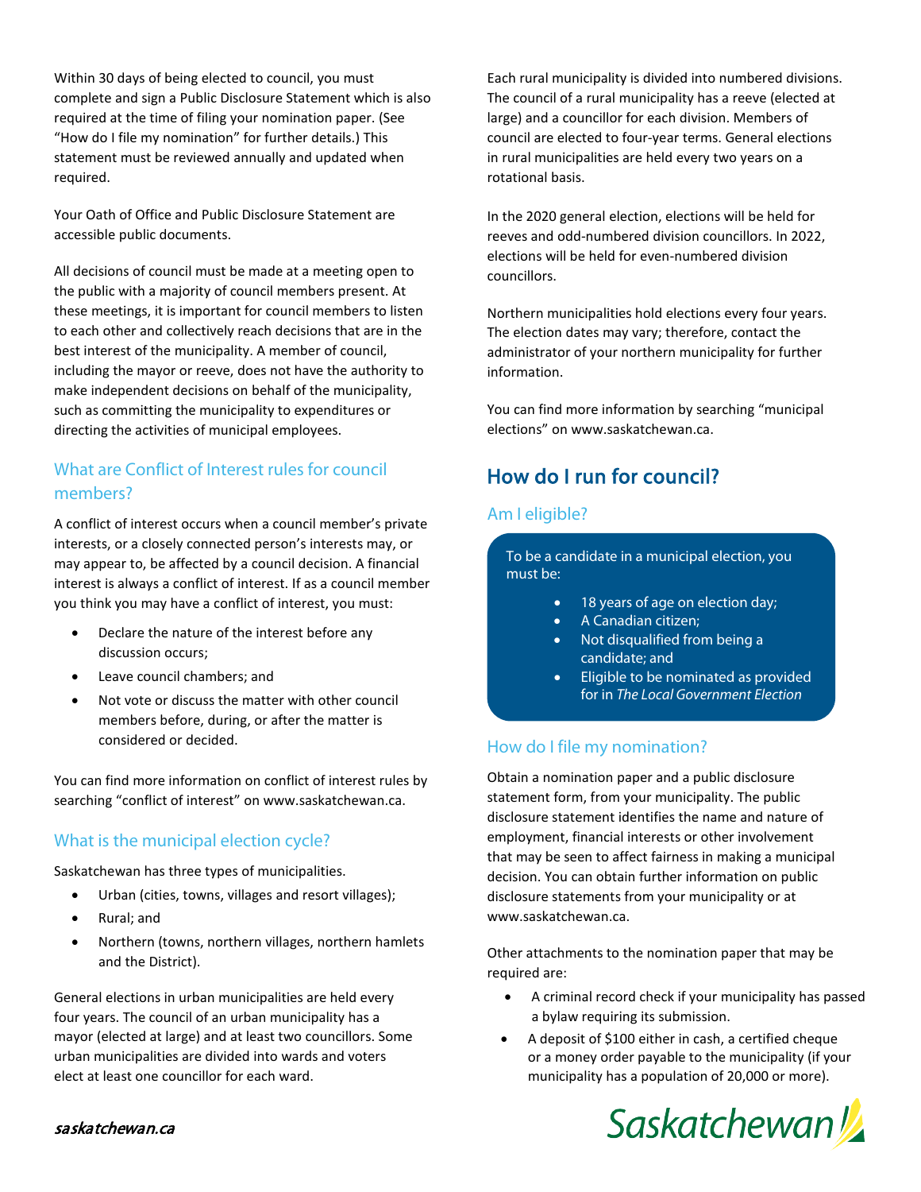Within 30 days of being elected to council, you must complete and sign a Public Disclosure Statement which is also required at the time of filing your nomination paper. (See "How do I file my nomination" for further details.) This statement must be reviewed annually and updated when required.

Your Oath of Office and Public Disclosure Statement are accessible public documents.

All decisions of council must be made at a meeting open to the public with a majority of council members present. At these meetings, it is important for council members to listen to each other and collectively reach decisions that are in the best interest of the municipality. A member of council, including the mayor or reeve, does not have the authority to make independent decisions on behalf of the municipality, such as committing the municipality to expenditures or directing the activities of municipal employees.

### What are Conflict of Interest rules for council members?

A conflict of interest occurs when a council member's private interests, or a closely connected person's interests may, or may appear to, be affected by a council decision. A financial interest is always a conflict of interest. If as a council member you think you may have a conflict of interest, you must:

- Declare the nature of the interest before any discussion occurs;
- Leave council chambers; and
- Not vote or discuss the matter with other council members before, during, or after the matter is considered or decided.

You can find more information on conflict of interest rules by searching "conflict of interest" on www.saskatchewan.ca.

### What is the municipal election cycle?

Saskatchewan has three types of municipalities.

- Urban (cities, towns, villages and resort villages);
- Rural; and
- Northern (towns, northern villages, northern hamlets and the District).

General elections in urban municipalities are held every four years. The council of an urban municipality has a mayor (elected at large) and at least two councillors. Some urban municipalities are divided into wards and voters elect at least one councillor for each ward.

Each rural municipality is divided into numbered divisions. The council of a rural municipality has a reeve (elected at large) and a councillor for each division. Members of council are elected to four-year terms. General elections in rural municipalities are held every two years on a rotational basis.

In the 2020 general election, elections will be held for reeves and odd-numbered division councillors. In 2022, elections will be held for even-numbered division councillors.

Northern municipalities hold elections every four years. The election dates may vary; therefore, contact the administrator of your northern municipality for further information.

You can find more information by searching "municipal elections" on www.saskatchewan.ca.

## How do I run for council?

### Am I eligible?

To be a candidate in a municipal election, you must be:

- 18 years of age on election day;
- A Canadian citizen;
- Not disqualified from being a candidate; and
- Eligible to be nominated as provided for in *The Local Government Election*

### How do I file my nomination?

Obtain a nomination paper and a public disclosure statement form, from your municipality. The public disclosure statement identifies the name and nature of employment, financial interests or other involvement that may be seen to affect fairness in making a municipal decision. You can obtain further information on public disclosure statements from your municipality or at www.saskatchewan.ca.

Other attachments to the nomination paper that may be required are:

- A criminal record check if your municipality has passed a bylaw requiring its submission.
- A deposit of $100 either in cash, a certified cheque or a money order payable to the municipality (if your municipality has a population of 20,000 or more).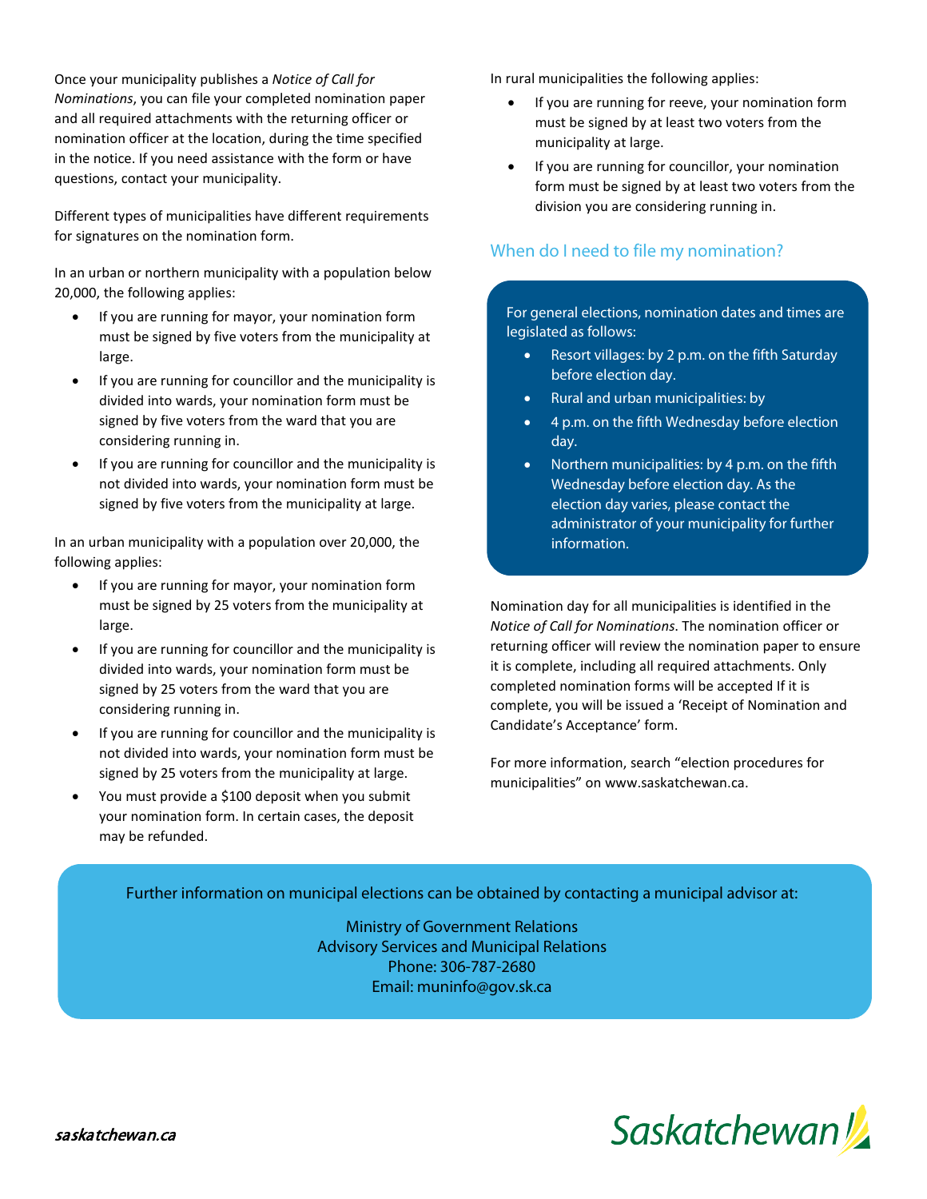Once your municipality publishes a *Notice of Call for Nominations*, you can file your completed nomination paper and all required attachments with the returning officer or nomination officer at the location, during the time specified in the notice. If you need assistance with the form or have questions, contact your municipality.

Different types of municipalities have different requirements for signatures on the nomination form.

In an urban or northern municipality with a population below 20,000, the following applies:

- If you are running for mayor, your nomination form must be signed by five voters from the municipality at large.
- If you are running for councillor and the municipality is divided into wards, your nomination form must be signed by five voters from the ward that you are considering running in.
- If you are running for councillor and the municipality is not divided into wards, your nomination form must be signed by five voters from the municipality at large.

In an urban municipality with a population over 20,000, the following applies:

- If you are running for mayor, your nomination form must be signed by 25 voters from the municipality at large.
- If you are running for councillor and the municipality is divided into wards, your nomination form must be signed by 25 voters from the ward that you are considering running in.
- If you are running for councillor and the municipality is not divided into wards, your nomination form must be signed by 25 voters from the municipality at large.
- You must provide a $100 deposit when you submit your nomination form. In certain cases, the deposit may be refunded.

In rural municipalities the following applies:

- If you are running for reeve, your nomination form must be signed by at least two voters from the municipality at large.
- If you are running for councillor, your nomination form must be signed by at least two voters from the division you are considering running in.

## When do I need to file my nomination?

For general elections, nomination dates and times are legislated as follows:

- Resort villages: by 2 p.m. on the fifth Saturday before election day.
- Rural and urban municipalities: by
- 4 p.m. on the fifth Wednesday before election day.
- Northern municipalities: by 4 p.m. on the fifth Wednesday before election day. As the election day varies, please contact the administrator of your municipality for further information.

Nomination day for all municipalities is identified in the *Notice of Call for Nominations*. The nomination officer or returning officer will review the nomination paper to ensure it is complete, including all required attachments. Only completed nomination forms will be accepted If it is complete, you will be issued a 'Receipt of Nomination and Candidate's Acceptance' form.

For more information, search "election procedures for municipalities" on www.saskatchewan.ca.

Further information on municipal elections can be obtained by contacting a municipal advisor at:

Ministry of Government Relations
Advisory Services and Municipal Relations
Phone: 306-787-2680
Email: muninfo@gov.sk.ca